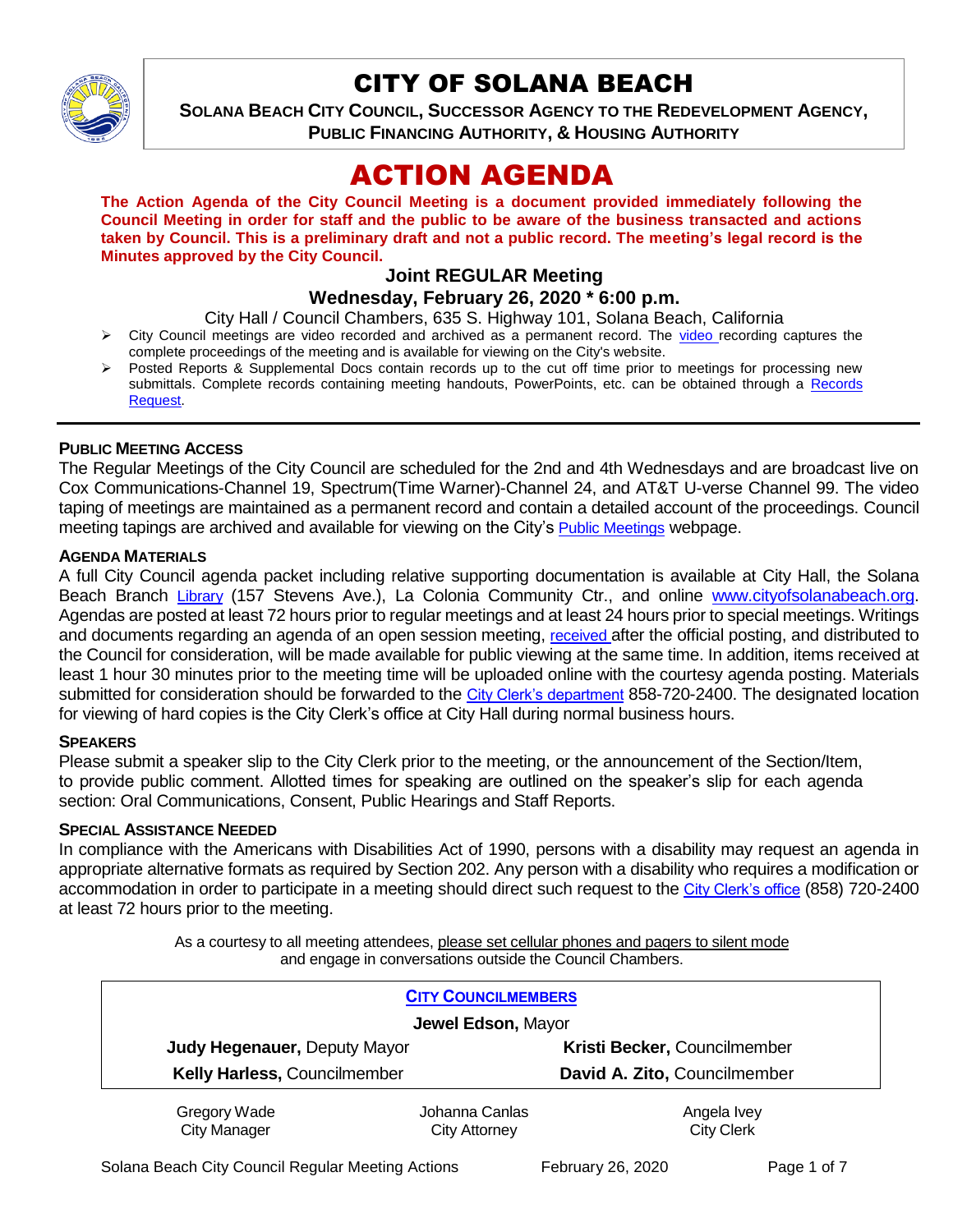# CITY OF SOLANA BEACH

**SOLANA BEACH CITY COUNCIL, SUCCESSOR AGENCY TO THE REDEVELOPMENT AGENCY, PUBLIC FINANCING AUTHORITY, & HOUSING AUTHORITY**

# ACTION AGENDA

**The Action Agenda of the City Council Meeting is a document provided immediately following the Council Meeting in order for staff and the public to be aware of the business transacted and actions taken by Council. This is a preliminary draft and not a public record. The meeting's legal record is the Minutes approved by the City Council.**

## Joint REGULAR Meeting

## Wednesday, February 26, 2020 * 6:00 p.m.

City Hall / Council Chambers, 635 S. Highway 101, Solana Beach, California

- City Council meetings are video recorded and archived as a permanent record. The video recording captures the complete proceedings of the meeting and is available for viewing on the City's website.
- Posted Reports & Supplemental Docs contain records up to the cut off time prior to meetings for processing new submittals. Complete records containing meeting handouts, PowerPoints, etc. can be obtained through a Records Request.

---

**PUBLIC MEETING ACCESS**

The Regular Meetings of the City Council are scheduled for the 2nd and 4th Wednesdays and are broadcast live on Cox Communications-Channel 19, Spectrum(Time Warner)-Channel 24, and AT&T U-verse Channel 99. The video taping of meetings are maintained as a permanent record and contain a detailed account of the proceedings. Council meeting tapings are archived and available for viewing on the City's Public Meetings webpage.

**AGENDA MATERIALS**

A full City Council agenda packet including relative supporting documentation is available at City Hall, the Solana Beach Branch Library (157 Stevens Ave.), La Colonia Community Ctr., and online www.cityofsolanabeach.org. Agendas are posted at least 72 hours prior to regular meetings and at least 24 hours prior to special meetings. Writings and documents regarding an agenda of an open session meeting, received after the official posting, and distributed to the Council for consideration, will be made available for public viewing at the same time. In addition, items received at least 1 hour 30 minutes prior to the meeting time will be uploaded online with the courtesy agenda posting. Materials submitted for consideration should be forwarded to the City Clerk's department 858-720-2400. The designated location for viewing of hard copies is the City Clerk's office at City Hall during normal business hours.

**SPEAKERS**

Please submit a speaker slip to the City Clerk prior to the meeting, or the announcement of the Section/Item, to provide public comment. Allotted times for speaking are outlined on the speaker's slip for each agenda section: Oral Communications, Consent, Public Hearings and Staff Reports.

**SPECIAL ASSISTANCE NEEDED**

In compliance with the Americans with Disabilities Act of 1990, persons with a disability may request an agenda in appropriate alternative formats as required by Section 202. Any person with a disability who requires a modification or accommodation in order to participate in a meeting should direct such request to the City Clerk's office (858) 720-2400 at least 72 hours prior to the meeting.

As a courtesy to all meeting attendees, please set cellular phones and pagers to silent mode and engage in conversations outside the Council Chambers.

**CITY COUNCILMEMBERS**

**Jewel Edson,** Mayor

| | |
|---|---|
| **Judy Hegenauer,** Deputy Mayor | **Kristi Becker,** Councilmember |
| **Kelly Harless,** Councilmember | **David A. Zito,** Councilmember |

| | | |
|---|---|---|
| Gregory Wade<br>City Manager | Johanna Canlas<br>City Attorney | Angela Ivey<br>City Clerk |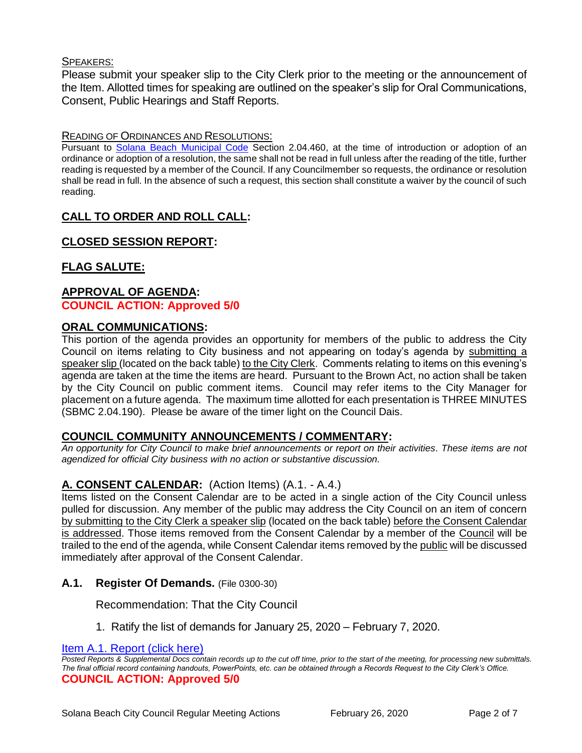SPEAKERS:

Please submit your speaker slip to the City Clerk prior to the meeting or the announcement of the Item. Allotted times for speaking are outlined on the speaker's slip for Oral Communications, Consent, Public Hearings and Staff Reports.

READING OF ORDINANCES AND RESOLUTIONS:

Pursuant to Solana Beach Municipal Code Section 2.04.460, at the time of introduction or adoption of an ordinance or adoption of a resolution, the same shall not be read in full unless after the reading of the title, further reading is requested by a member of the Council. If any Councilmember so requests, the ordinance or resolution shall be read in full. In the absence of such a request, this section shall constitute a waiver by the council of such reading.

## CALL TO ORDER AND ROLL CALL:

## CLOSED SESSION REPORT:

## FLAG SALUTE:

## APPROVAL OF AGENDA:

**COUNCIL ACTION: Approved 5/0**

## ORAL COMMUNICATIONS:

This portion of the agenda provides an opportunity for members of the public to address the City Council on items relating to City business and not appearing on today's agenda by submitting a speaker slip (located on the back table) to the City Clerk. Comments relating to items on this evening's agenda are taken at the time the items are heard. Pursuant to the Brown Act, no action shall be taken by the City Council on public comment items. Council may refer items to the City Manager for placement on a future agenda. The maximum time allotted for each presentation is THREE MINUTES (SBMC 2.04.190). Please be aware of the timer light on the Council Dais.

## COUNCIL COMMUNITY ANNOUNCEMENTS / COMMENTARY:

*An opportunity for City Council to make brief announcements or report on their activities. These items are not agendized for official City business with no action or substantive discussion.*

## A. CONSENT CALENDAR: (Action Items) (A.1. - A.4.)

Items listed on the Consent Calendar are to be acted in a single action of the City Council unless pulled for discussion. Any member of the public may address the City Council on an item of concern by submitting to the City Clerk a speaker slip (located on the back table) before the Consent Calendar is addressed. Those items removed from the Consent Calendar by a member of the Council will be trailed to the end of the agenda, while Consent Calendar items removed by the public will be discussed immediately after approval of the Consent Calendar.

### A.1. Register Of Demands. (File 0300-30)

Recommendation: That the City Council

1. Ratify the list of demands for January 25, 2020 – February 7, 2020.

Item A.1. Report (click here)

*Posted Reports & Supplemental Docs contain records up to the cut off time, prior to the start of the meeting, for processing new submittals. The final official record containing handouts, PowerPoints, etc. can be obtained through a Records Request to the City Clerk's Office.*

**COUNCIL ACTION: Approved 5/0**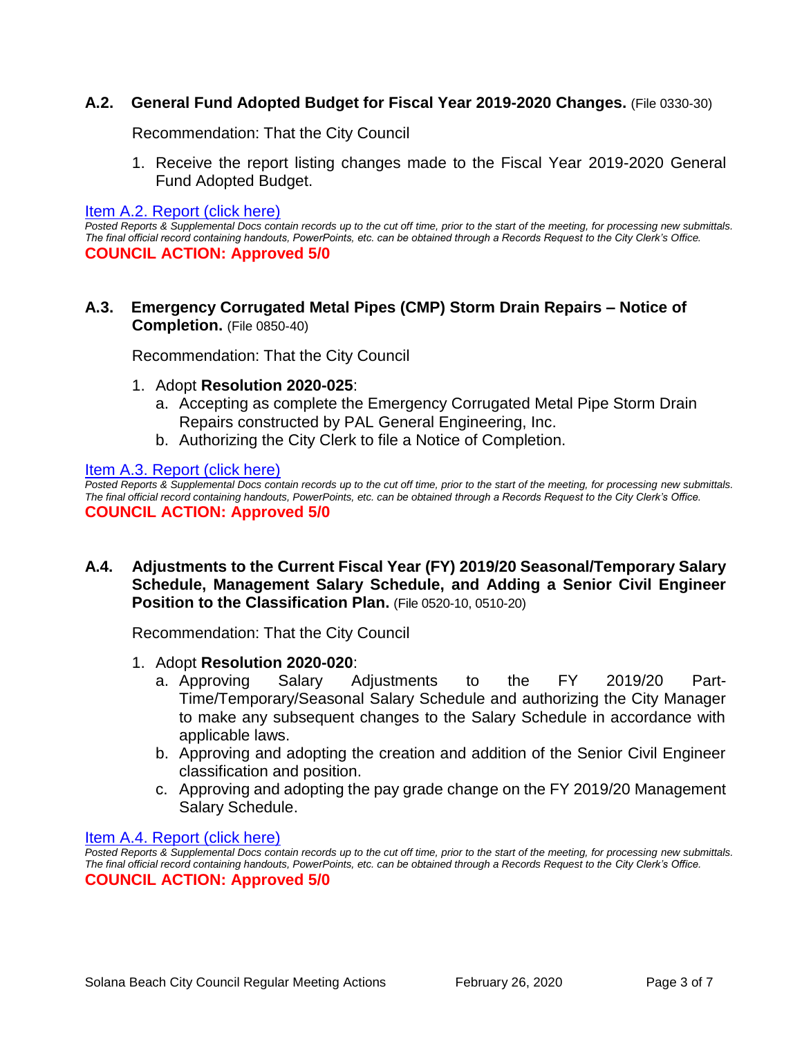### A.2. General Fund Adopted Budget for Fiscal Year 2019-2020 Changes. (File 0330-30)

Recommendation: That the City Council

1. Receive the report listing changes made to the Fiscal Year 2019-2020 General Fund Adopted Budget.

Item A.2. Report (click here)

*Posted Reports & Supplemental Docs contain records up to the cut off time, prior to the start of the meeting, for processing new submittals. The final official record containing handouts, PowerPoints, etc. can be obtained through a Records Request to the City Clerk's Office.*

**COUNCIL ACTION: Approved 5/0**

### A.3. Emergency Corrugated Metal Pipes (CMP) Storm Drain Repairs – Notice of Completion. (File 0850-40)

Recommendation: That the City Council

1. Adopt **Resolution 2020-025**:
   a. Accepting as complete the Emergency Corrugated Metal Pipe Storm Drain Repairs constructed by PAL General Engineering, Inc.
   b. Authorizing the City Clerk to file a Notice of Completion.

Item A.3. Report (click here)

*Posted Reports & Supplemental Docs contain records up to the cut off time, prior to the start of the meeting, for processing new submittals. The final official record containing handouts, PowerPoints, etc. can be obtained through a Records Request to the City Clerk's Office.*

**COUNCIL ACTION: Approved 5/0**

### A.4. Adjustments to the Current Fiscal Year (FY) 2019/20 Seasonal/Temporary Salary Schedule, Management Salary Schedule, and Adding a Senior Civil Engineer Position to the Classification Plan. (File 0520-10, 0510-20)

Recommendation: That the City Council

1. Adopt **Resolution 2020-020**:
   a. Approving Salary Adjustments to the FY 2019/20 Part-Time/Temporary/Seasonal Salary Schedule and authorizing the City Manager to make any subsequent changes to the Salary Schedule in accordance with applicable laws.
   b. Approving and adopting the creation and addition of the Senior Civil Engineer classification and position.
   c. Approving and adopting the pay grade change on the FY 2019/20 Management Salary Schedule.

Item A.4. Report (click here)

*Posted Reports & Supplemental Docs contain records up to the cut off time, prior to the start of the meeting, for processing new submittals. The final official record containing handouts, PowerPoints, etc. can be obtained through a Records Request to the City Clerk's Office.*

**COUNCIL ACTION: Approved 5/0**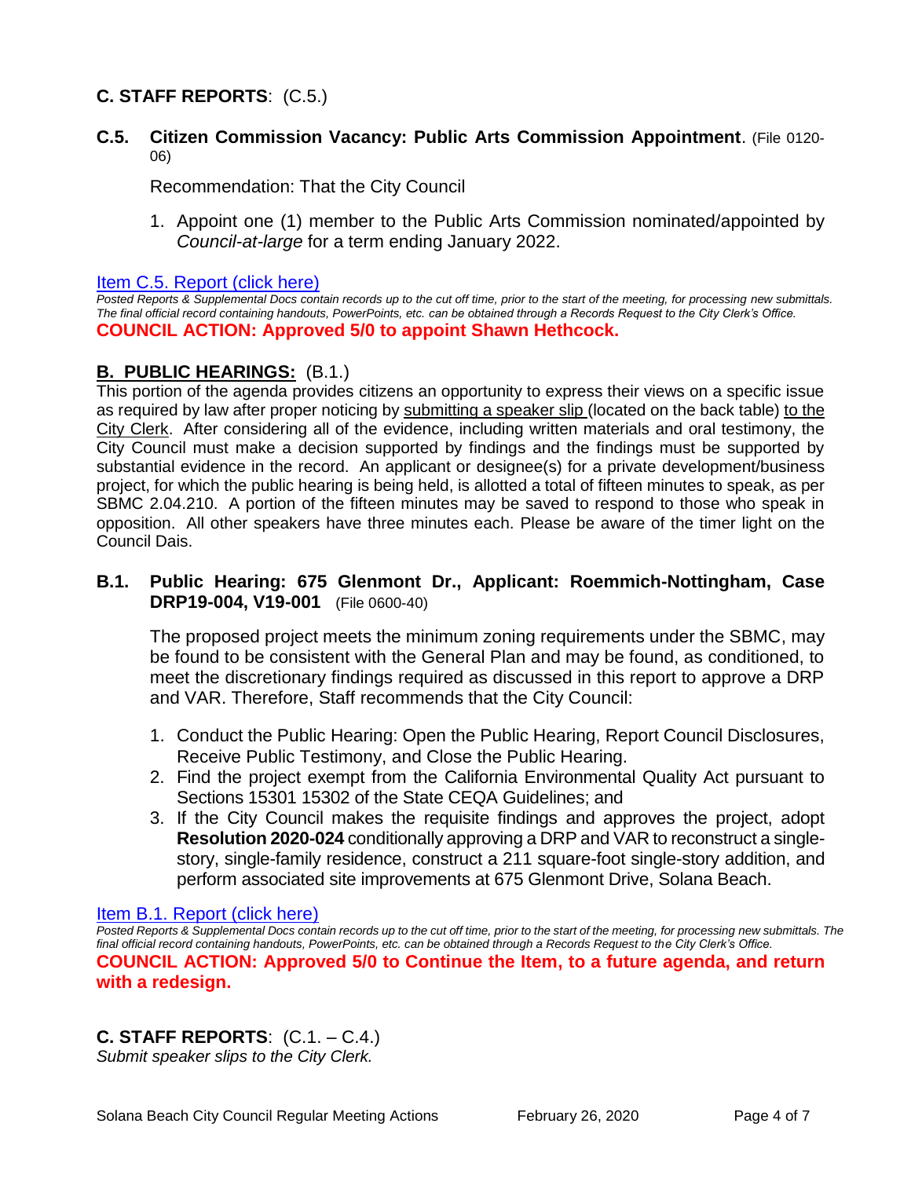## C. STAFF REPORTS: (C.5.)

### C.5. Citizen Commission Vacancy: Public Arts Commission Appointment. (File 0120-06)

Recommendation: That the City Council

1. Appoint one (1) member to the Public Arts Commission nominated/appointed by *Council-at-large* for a term ending January 2022.

Item C.5. Report (click here)

*Posted Reports & Supplemental Docs contain records up to the cut off time, prior to the start of the meeting, for processing new submittals. The final official record containing handouts, PowerPoints, etc. can be obtained through a Records Request to the City Clerk's Office.*

**COUNCIL ACTION: Approved 5/0 to appoint Shawn Hethcock.**

## B. PUBLIC HEARINGS: (B.1.)

This portion of the agenda provides citizens an opportunity to express their views on a specific issue as required by law after proper noticing by submitting a speaker slip (located on the back table) to the City Clerk. After considering all of the evidence, including written materials and oral testimony, the City Council must make a decision supported by findings and the findings must be supported by substantial evidence in the record. An applicant or designee(s) for a private development/business project, for which the public hearing is being held, is allotted a total of fifteen minutes to speak, as per SBMC 2.04.210. A portion of the fifteen minutes may be saved to respond to those who speak in opposition. All other speakers have three minutes each. Please be aware of the timer light on the Council Dais.

### B.1. Public Hearing: 675 Glenmont Dr., Applicant: Roemmich-Nottingham, Case DRP19-004, V19-001 (File 0600-40)

The proposed project meets the minimum zoning requirements under the SBMC, may be found to be consistent with the General Plan and may be found, as conditioned, to meet the discretionary findings required as discussed in this report to approve a DRP and VAR. Therefore, Staff recommends that the City Council:

1. Conduct the Public Hearing: Open the Public Hearing, Report Council Disclosures, Receive Public Testimony, and Close the Public Hearing.
2. Find the project exempt from the California Environmental Quality Act pursuant to Sections 15301 15302 of the State CEQA Guidelines; and
3. If the City Council makes the requisite findings and approves the project, adopt **Resolution 2020-024** conditionally approving a DRP and VAR to reconstruct a single-story, single-family residence, construct a 211 square-foot single-story addition, and perform associated site improvements at 675 Glenmont Drive, Solana Beach.

Item B.1. Report (click here)

*Posted Reports & Supplemental Docs contain records up to the cut off time, prior to the start of the meeting, for processing new submittals. The final official record containing handouts, PowerPoints, etc. can be obtained through a Records Request to the City Clerk's Office.*

**COUNCIL ACTION: Approved 5/0 to Continue the Item, to a future agenda, and return with a redesign.**

## C. STAFF REPORTS: (C.1. – C.4.)

*Submit speaker slips to the City Clerk.*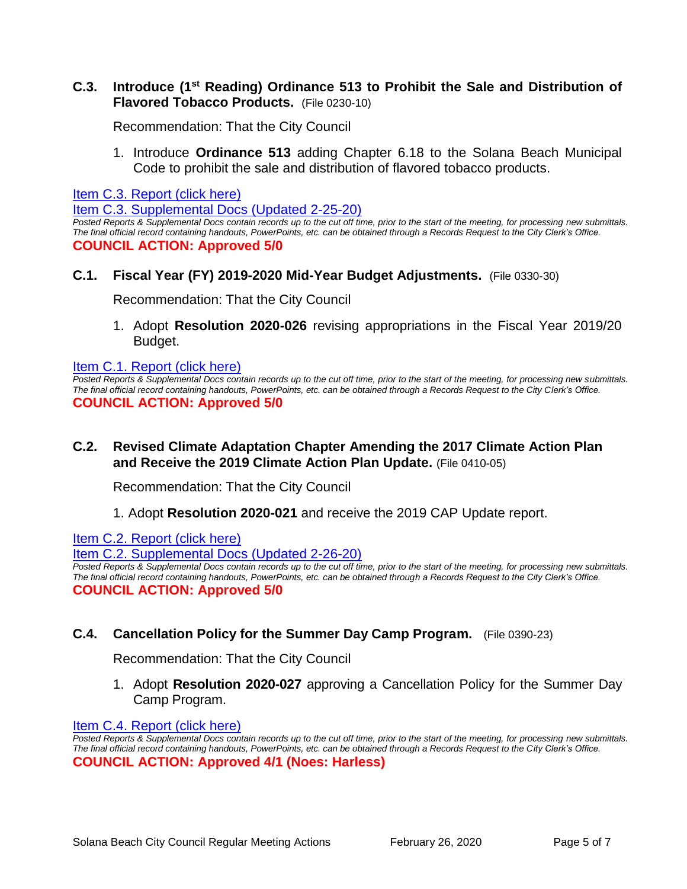### C.3. Introduce (1st Reading) Ordinance 513 to Prohibit the Sale and Distribution of Flavored Tobacco Products. (File 0230-10)

Recommendation: That the City Council

1. Introduce **Ordinance 513** adding Chapter 6.18 to the Solana Beach Municipal Code to prohibit the sale and distribution of flavored tobacco products.

Item C.3. Report (click here)

Item C.3. Supplemental Docs (Updated 2-25-20)

*Posted Reports & Supplemental Docs contain records up to the cut off time, prior to the start of the meeting, for processing new submittals. The final official record containing handouts, PowerPoints, etc. can be obtained through a Records Request to the City Clerk's Office.*

**COUNCIL ACTION: Approved 5/0**

### C.1. Fiscal Year (FY) 2019-2020 Mid-Year Budget Adjustments. (File 0330-30)

Recommendation: That the City Council

1. Adopt **Resolution 2020-026** revising appropriations in the Fiscal Year 2019/20 Budget.

Item C.1. Report (click here)

*Posted Reports & Supplemental Docs contain records up to the cut off time, prior to the start of the meeting, for processing new submittals. The final official record containing handouts, PowerPoints, etc. can be obtained through a Records Request to the City Clerk's Office.*

**COUNCIL ACTION: Approved 5/0**

### C.2. Revised Climate Adaptation Chapter Amending the 2017 Climate Action Plan and Receive the 2019 Climate Action Plan Update. (File 0410-05)

Recommendation: That the City Council

1. Adopt **Resolution 2020-021** and receive the 2019 CAP Update report.

Item C.2. Report (click here)

Item C.2. Supplemental Docs (Updated 2-26-20)

*Posted Reports & Supplemental Docs contain records up to the cut off time, prior to the start of the meeting, for processing new submittals. The final official record containing handouts, PowerPoints, etc. can be obtained through a Records Request to the City Clerk's Office.*

**COUNCIL ACTION: Approved 5/0**

### C.4. Cancellation Policy for the Summer Day Camp Program. (File 0390-23)

Recommendation: That the City Council

1. Adopt **Resolution 2020-027** approving a Cancellation Policy for the Summer Day Camp Program.

Item C.4. Report (click here)

*Posted Reports & Supplemental Docs contain records up to the cut off time, prior to the start of the meeting, for processing new submittals. The final official record containing handouts, PowerPoints, etc. can be obtained through a Records Request to the City Clerk's Office.*

**COUNCIL ACTION: Approved 4/1 (Noes: Harless)**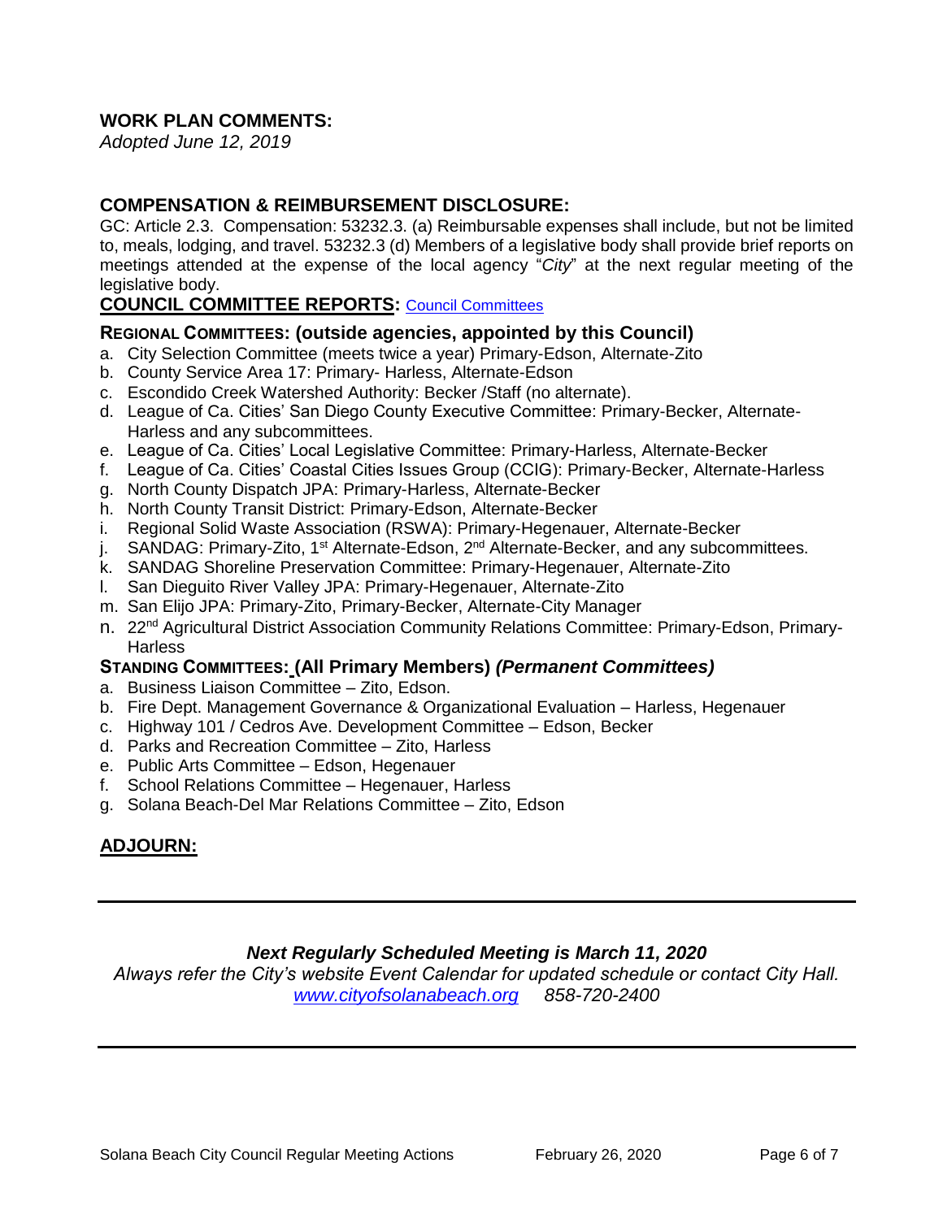## WORK PLAN COMMENTS:

*Adopted June 12, 2019*

## COMPENSATION & REIMBURSEMENT DISCLOSURE:

GC: Article 2.3. Compensation: 53232.3. (a) Reimbursable expenses shall include, but not be limited to, meals, lodging, and travel. 53232.3 (d) Members of a legislative body shall provide brief reports on meetings attended at the expense of the local agency "*City*" at the next regular meeting of the legislative body.

## COUNCIL COMMITTEE REPORTS: Council Committees

### REGIONAL COMMITTEES: (outside agencies, appointed by this Council)

a. City Selection Committee (meets twice a year) Primary-Edson, Alternate-Zito
b. County Service Area 17: Primary- Harless, Alternate-Edson
c. Escondido Creek Watershed Authority: Becker /Staff (no alternate).
d. League of Ca. Cities' San Diego County Executive Committee: Primary-Becker, Alternate-Harless and any subcommittees.
e. League of Ca. Cities' Local Legislative Committee: Primary-Harless, Alternate-Becker
f. League of Ca. Cities' Coastal Cities Issues Group (CCIG): Primary-Becker, Alternate-Harless
g. North County Dispatch JPA: Primary-Harless, Alternate-Becker
h. North County Transit District: Primary-Edson, Alternate-Becker
i. Regional Solid Waste Association (RSWA): Primary-Hegenauer, Alternate-Becker
j. SANDAG: Primary-Zito, 1st Alternate-Edson, 2nd Alternate-Becker, and any subcommittees.
k. SANDAG Shoreline Preservation Committee: Primary-Hegenauer, Alternate-Zito
l. San Dieguito River Valley JPA: Primary-Hegenauer, Alternate-Zito
m. San Elijo JPA: Primary-Zito, Primary-Becker, Alternate-City Manager
n. 22nd Agricultural District Association Community Relations Committee: Primary-Edson, Primary-Harless

### STANDING COMMITTEES: (All Primary Members) *(Permanent Committees)*

a. Business Liaison Committee – Zito, Edson.
b. Fire Dept. Management Governance & Organizational Evaluation – Harless, Hegenauer
c. Highway 101 / Cedros Ave. Development Committee – Edson, Becker
d. Parks and Recreation Committee – Zito, Harless
e. Public Arts Committee – Edson, Hegenauer
f. School Relations Committee – Hegenauer, Harless
g. Solana Beach-Del Mar Relations Committee – Zito, Edson

## ADJOURN:

---

***Next Regularly Scheduled Meeting is March 11, 2020***

*Always refer the City's website Event Calendar for updated schedule or contact City Hall.*
*www.cityofsolanabeach.org 858-720-2400*

---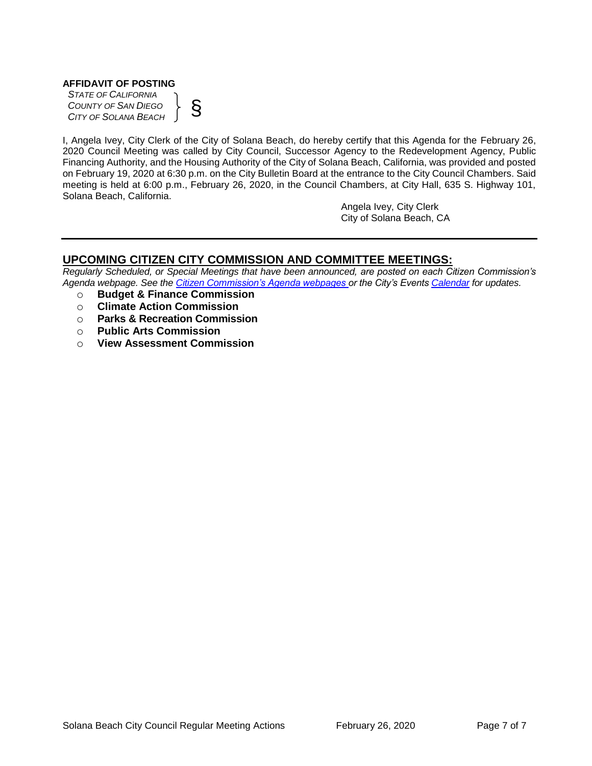**AFFIDAVIT OF POSTING**

*STATE OF CALIFORNIA*
*COUNTY OF SAN DIEGO* } §
*CITY OF SOLANA BEACH*

I, Angela Ivey, City Clerk of the City of Solana Beach, do hereby certify that this Agenda for the February 26, 2020 Council Meeting was called by City Council, Successor Agency to the Redevelopment Agency, Public Financing Authority, and the Housing Authority of the City of Solana Beach, California, was provided and posted on February 19, 2020 at 6:30 p.m. on the City Bulletin Board at the entrance to the City Council Chambers. Said meeting is held at 6:00 p.m., February 26, 2020, in the Council Chambers, at City Hall, 635 S. Highway 101, Solana Beach, California.

Angela Ivey, City Clerk
City of Solana Beach, CA

---

## UPCOMING CITIZEN CITY COMMISSION AND COMMITTEE MEETINGS:

*Regularly Scheduled, or Special Meetings that have been announced, are posted on each Citizen Commission's Agenda webpage. See the Citizen Commission's Agenda webpages or the City's Events Calendar for updates.*

- **Budget & Finance Commission**
- **Climate Action Commission**
- **Parks & Recreation Commission**
- **Public Arts Commission**
- **View Assessment Commission**